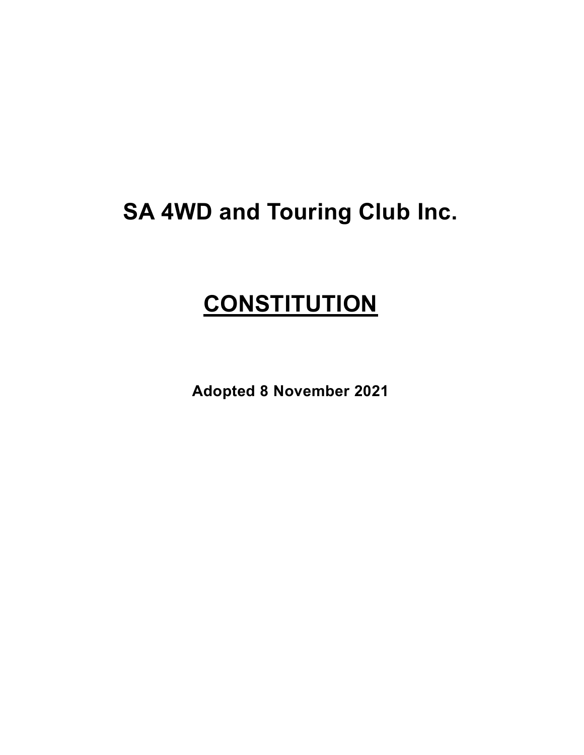# SA 4WD and Touring Club Inc.

# CONSTITUTION

**Adopted 8 November 2021**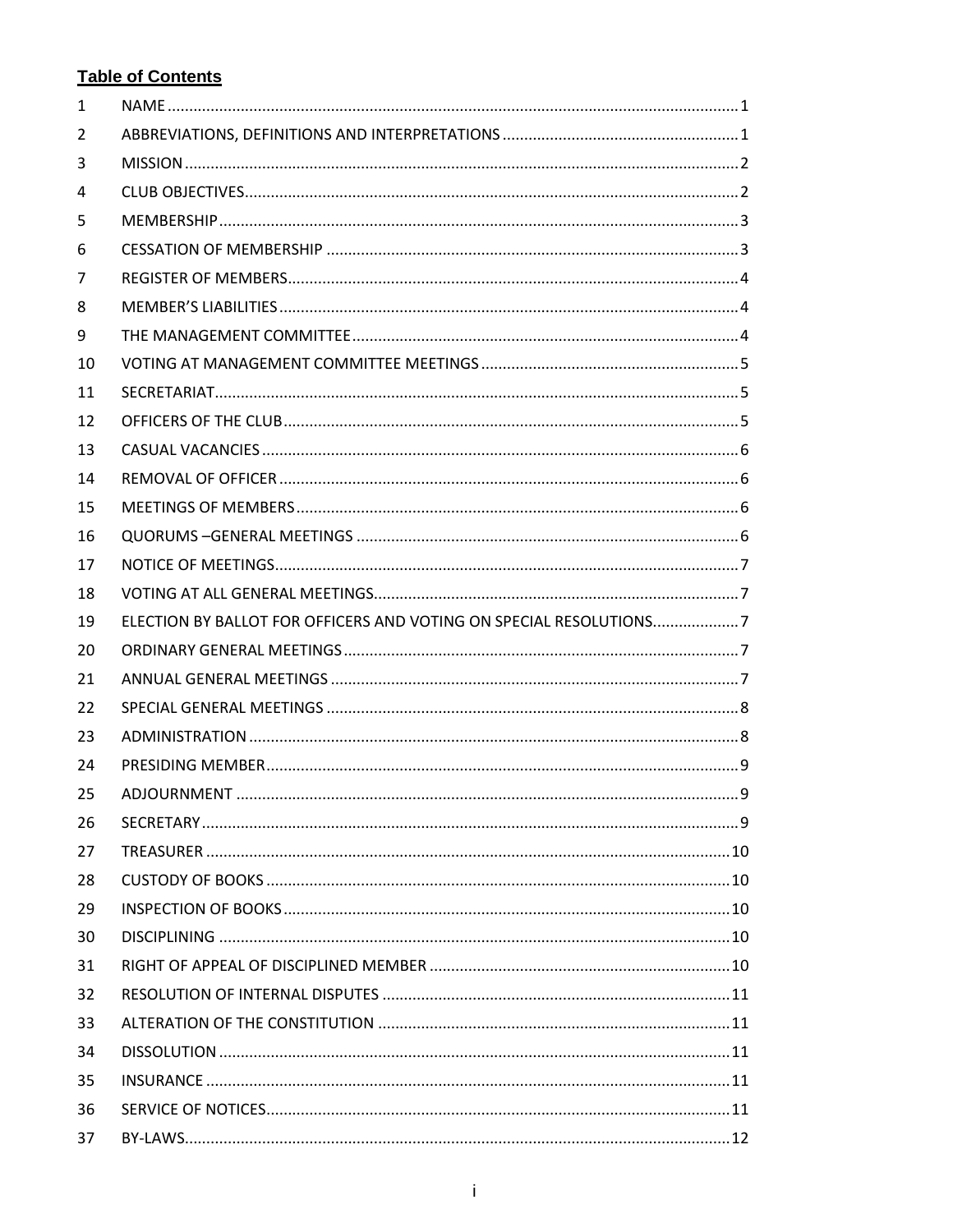**Table of Contents**

| | | |
|---|---|---|
| 1 | NAME | 1 |
| 2 | ABBREVIATIONS, DEFINITIONS AND INTERPRETATIONS | 1 |
| 3 | MISSION | 2 |
| 4 | CLUB OBJECTIVES | 2 |
| 5 | MEMBERSHIP | 3 |
| 6 | CESSATION OF MEMBERSHIP | 3 |
| 7 | REGISTER OF MEMBERS | 4 |
| 8 | MEMBER'S LIABILITIES | 4 |
| 9 | THE MANAGEMENT COMMITTEE | 4 |
| 10 | VOTING AT MANAGEMENT COMMITTEE MEETINGS | 5 |
| 11 | SECRETARIAT | 5 |
| 12 | OFFICERS OF THE CLUB | 5 |
| 13 | CASUAL VACANCIES | 6 |
| 14 | REMOVAL OF OFFICER | 6 |
| 15 | MEETINGS OF MEMBERS | 6 |
| 16 | QUORUMS –GENERAL MEETINGS | 6 |
| 17 | NOTICE OF MEETINGS | 7 |
| 18 | VOTING AT ALL GENERAL MEETINGS | 7 |
| 19 | ELECTION BY BALLOT FOR OFFICERS AND VOTING ON SPECIAL RESOLUTIONS | 7 |
| 20 | ORDINARY GENERAL MEETINGS | 7 |
| 21 | ANNUAL GENERAL MEETINGS | 7 |
| 22 | SPECIAL GENERAL MEETINGS | 8 |
| 23 | ADMINISTRATION | 8 |
| 24 | PRESIDING MEMBER | 9 |
| 25 | ADJOURNMENT | 9 |
| 26 | SECRETARY | 9 |
| 27 | TREASURER | 10 |
| 28 | CUSTODY OF BOOKS | 10 |
| 29 | INSPECTION OF BOOKS | 10 |
| 30 | DISCIPLINING | 10 |
| 31 | RIGHT OF APPEAL OF DISCIPLINED MEMBER | 10 |
| 32 | RESOLUTION OF INTERNAL DISPUTES | 11 |
| 33 | ALTERATION OF THE CONSTITUTION | 11 |
| 34 | DISSOLUTION | 11 |
| 35 | INSURANCE | 11 |
| 36 | SERVICE OF NOTICES | 11 |
| 37 | BY-LAWS | 12 |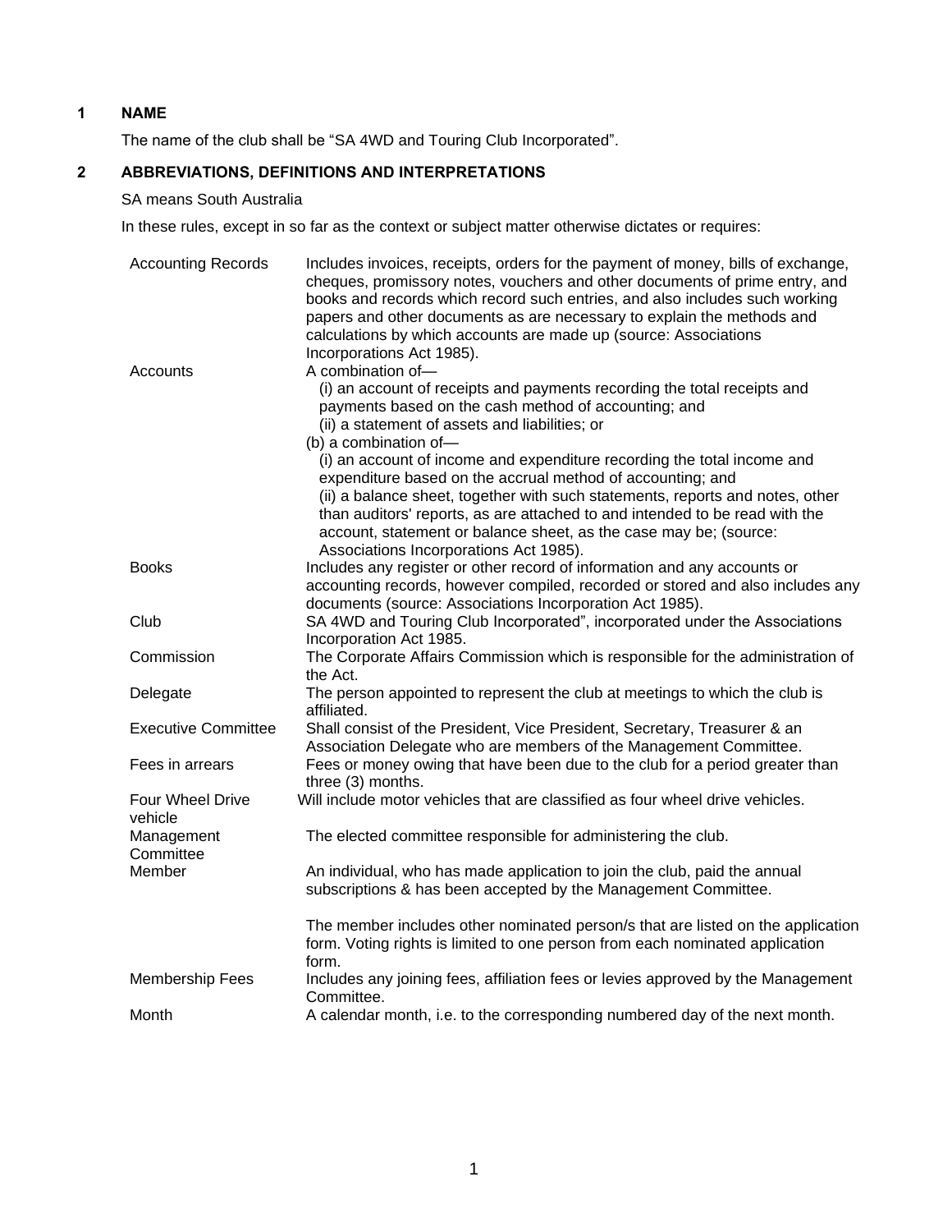## 1 NAME

The name of the club shall be "SA 4WD and Touring Club Incorporated".

## 2 ABBREVIATIONS, DEFINITIONS AND INTERPRETATIONS

SA means South Australia

In these rules, except in so far as the context or subject matter otherwise dictates or requires:

| | |
|---|---|
| Accounting Records | Includes invoices, receipts, orders for the payment of money, bills of exchange, cheques, promissory notes, vouchers and other documents of prime entry, and books and records which record such entries, and also includes such working papers and other documents as are necessary to explain the methods and calculations by which accounts are made up (source: Associations Incorporations Act 1985). |
| Accounts | A combination of— (i) an account of receipts and payments recording the total receipts and payments based on the cash method of accounting; and (ii) a statement of assets and liabilities; or (b) a combination of— (i) an account of income and expenditure recording the total income and expenditure based on the accrual method of accounting; and (ii) a balance sheet, together with such statements, reports and notes, other than auditors' reports, as are attached to and intended to be read with the account, statement or balance sheet, as the case may be; (source: Associations Incorporations Act 1985). |
| Books | Includes any register or other record of information and any accounts or accounting records, however compiled, recorded or stored and also includes any documents (source: Associations Incorporation Act 1985). |
| Club | SA 4WD and Touring Club Incorporated", incorporated under the Associations Incorporation Act 1985. |
| Commission | The Corporate Affairs Commission which is responsible for the administration of the Act. |
| Delegate | The person appointed to represent the club at meetings to which the club is affiliated. |
| Executive Committee | Shall consist of the President, Vice President, Secretary, Treasurer & an Association Delegate who are members of the Management Committee. |
| Fees in arrears | Fees or money owing that have been due to the club for a period greater than three (3) months. |
| Four Wheel Drive vehicle | Will include motor vehicles that are classified as four wheel drive vehicles. |
| Management Committee | The elected committee responsible for administering the club. |
| Member | An individual, who has made application to join the club, paid the annual subscriptions & has been accepted by the Management Committee.<br><br>The member includes other nominated person/s that are listed on the application form. Voting rights is limited to one person from each nominated application form. |
| Membership Fees | Includes any joining fees, affiliation fees or levies approved by the Management Committee. |
| Month | A calendar month, i.e. to the corresponding numbered day of the next month. |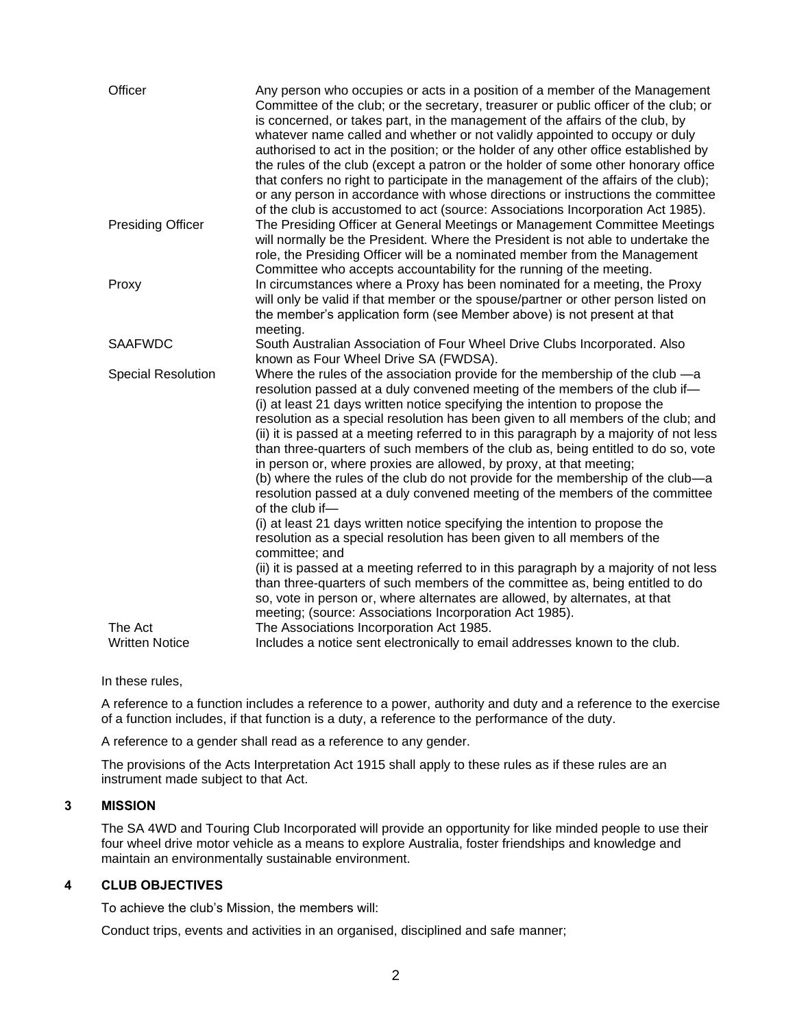| | |
|---|---|
| Officer | Any person who occupies or acts in a position of a member of the Management Committee of the club; or the secretary, treasurer or public officer of the club; or is concerned, or takes part, in the management of the affairs of the club, by whatever name called and whether or not validly appointed to occupy or duly authorised to act in the position; or the holder of any other office established by the rules of the club (except a patron or the holder of some other honorary office that confers no right to participate in the management of the affairs of the club); or any person in accordance with whose directions or instructions the committee of the club is accustomed to act (source: Associations Incorporation Act 1985). |
| Presiding Officer | The Presiding Officer at General Meetings or Management Committee Meetings will normally be the President. Where the President is not able to undertake the role, the Presiding Officer will be a nominated member from the Management Committee who accepts accountability for the running of the meeting. |
| Proxy | In circumstances where a Proxy has been nominated for a meeting, the Proxy will only be valid if that member or the spouse/partner or other person listed on the member's application form (see Member above) is not present at that meeting. |
| SAAFWDC | South Australian Association of Four Wheel Drive Clubs Incorporated. Also known as Four Wheel Drive SA (FWDSA). |
| Special Resolution | Where the rules of the association provide for the membership of the club —a resolution passed at a duly convened meeting of the members of the club if— (i) at least 21 days written notice specifying the intention to propose the resolution as a special resolution has been given to all members of the club; and (ii) it is passed at a meeting referred to in this paragraph by a majority of not less than three-quarters of such members of the club as, being entitled to do so, vote in person or, where proxies are allowed, by proxy, at that meeting; (b) where the rules of the club do not provide for the membership of the club—a resolution passed at a duly convened meeting of the members of the committee of the club if— (i) at least 21 days written notice specifying the intention to propose the resolution as a special resolution has been given to all members of the committee; and (ii) it is passed at a meeting referred to in this paragraph by a majority of not less than three-quarters of such members of the committee as, being entitled to do so, vote in person or, where alternates are allowed, by alternates, at that meeting; (source: Associations Incorporation Act 1985). |
| The Act | The Associations Incorporation Act 1985. |
| Written Notice | Includes a notice sent electronically to email addresses known to the club. |

In these rules,

A reference to a function includes a reference to a power, authority and duty and a reference to the exercise of a function includes, if that function is a duty, a reference to the performance of the duty.

A reference to a gender shall read as a reference to any gender.

The provisions of the Acts Interpretation Act 1915 shall apply to these rules as if these rules are an instrument made subject to that Act.

## 3 MISSION

The SA 4WD and Touring Club Incorporated will provide an opportunity for like minded people to use their four wheel drive motor vehicle as a means to explore Australia, foster friendships and knowledge and maintain an environmentally sustainable environment.

## 4 CLUB OBJECTIVES

To achieve the club's Mission, the members will:

Conduct trips, events and activities in an organised, disciplined and safe manner;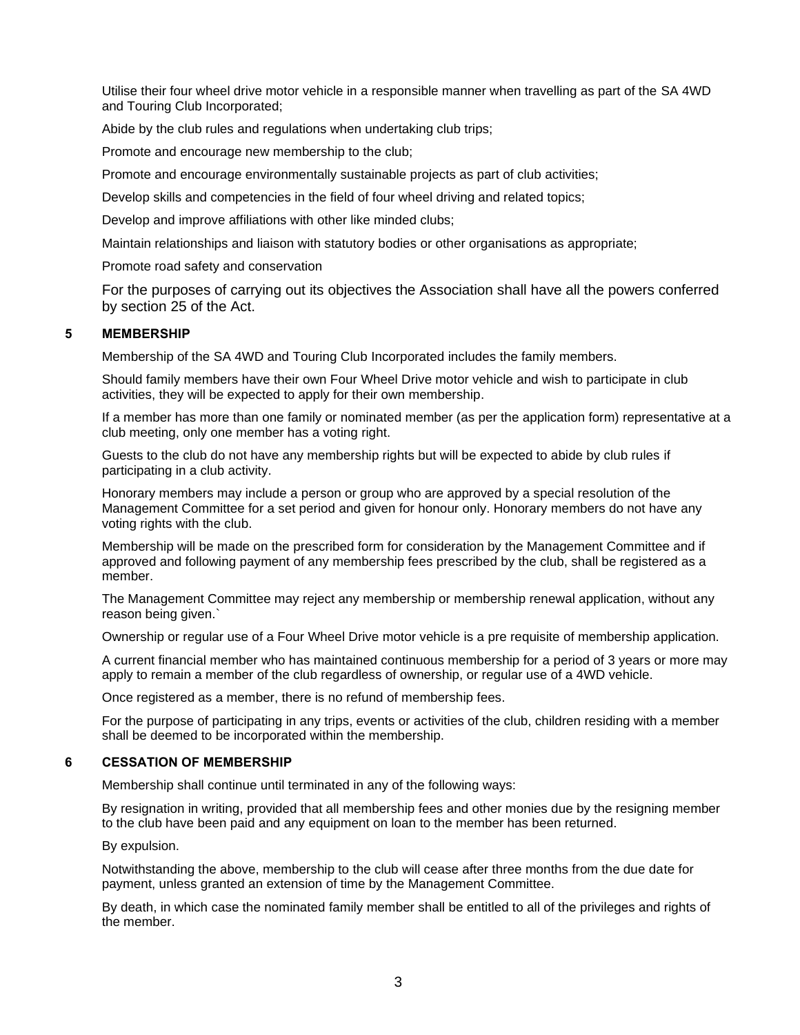Utilise their four wheel drive motor vehicle in a responsible manner when travelling as part of the SA 4WD and Touring Club Incorporated;

Abide by the club rules and regulations when undertaking club trips;

Promote and encourage new membership to the club;

Promote and encourage environmentally sustainable projects as part of club activities;

Develop skills and competencies in the field of four wheel driving and related topics;

Develop and improve affiliations with other like minded clubs;

Maintain relationships and liaison with statutory bodies or other organisations as appropriate;

Promote road safety and conservation

For the purposes of carrying out its objectives the Association shall have all the powers conferred by section 25 of the Act.

## 5 MEMBERSHIP

Membership of the SA 4WD and Touring Club Incorporated includes the family members.

Should family members have their own Four Wheel Drive motor vehicle and wish to participate in club activities, they will be expected to apply for their own membership.

If a member has more than one family or nominated member (as per the application form) representative at a club meeting, only one member has a voting right.

Guests to the club do not have any membership rights but will be expected to abide by club rules if participating in a club activity.

Honorary members may include a person or group who are approved by a special resolution of the Management Committee for a set period and given for honour only. Honorary members do not have any voting rights with the club.

Membership will be made on the prescribed form for consideration by the Management Committee and if approved and following payment of any membership fees prescribed by the club, shall be registered as a member.

The Management Committee may reject any membership or membership renewal application, without any reason being given.`

Ownership or regular use of a Four Wheel Drive motor vehicle is a pre requisite of membership application.

A current financial member who has maintained continuous membership for a period of 3 years or more may apply to remain a member of the club regardless of ownership, or regular use of a 4WD vehicle.

Once registered as a member, there is no refund of membership fees.

For the purpose of participating in any trips, events or activities of the club, children residing with a member shall be deemed to be incorporated within the membership.

## 6 CESSATION OF MEMBERSHIP

Membership shall continue until terminated in any of the following ways:

By resignation in writing, provided that all membership fees and other monies due by the resigning member to the club have been paid and any equipment on loan to the member has been returned.

By expulsion.

Notwithstanding the above, membership to the club will cease after three months from the due date for payment, unless granted an extension of time by the Management Committee.

By death, in which case the nominated family member shall be entitled to all of the privileges and rights of the member.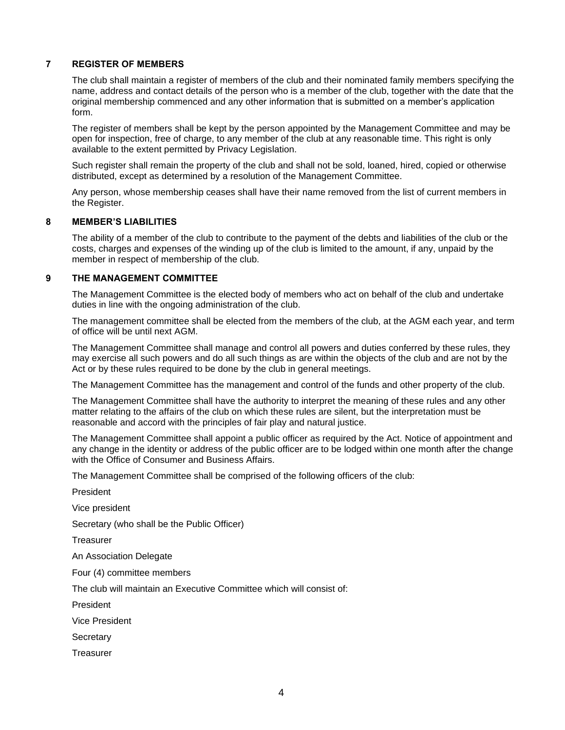## 7 REGISTER OF MEMBERS

The club shall maintain a register of members of the club and their nominated family members specifying the name, address and contact details of the person who is a member of the club, together with the date that the original membership commenced and any other information that is submitted on a member's application form.

The register of members shall be kept by the person appointed by the Management Committee and may be open for inspection, free of charge, to any member of the club at any reasonable time. This right is only available to the extent permitted by Privacy Legislation.

Such register shall remain the property of the club and shall not be sold, loaned, hired, copied or otherwise distributed, except as determined by a resolution of the Management Committee.

Any person, whose membership ceases shall have their name removed from the list of current members in the Register.

## 8 MEMBER'S LIABILITIES

The ability of a member of the club to contribute to the payment of the debts and liabilities of the club or the costs, charges and expenses of the winding up of the club is limited to the amount, if any, unpaid by the member in respect of membership of the club.

## 9 THE MANAGEMENT COMMITTEE

The Management Committee is the elected body of members who act on behalf of the club and undertake duties in line with the ongoing administration of the club.

The management committee shall be elected from the members of the club, at the AGM each year, and term of office will be until next AGM.

The Management Committee shall manage and control all powers and duties conferred by these rules, they may exercise all such powers and do all such things as are within the objects of the club and are not by the Act or by these rules required to be done by the club in general meetings.

The Management Committee has the management and control of the funds and other property of the club.

The Management Committee shall have the authority to interpret the meaning of these rules and any other matter relating to the affairs of the club on which these rules are silent, but the interpretation must be reasonable and accord with the principles of fair play and natural justice.

The Management Committee shall appoint a public officer as required by the Act. Notice of appointment and any change in the identity or address of the public officer are to be lodged within one month after the change with the Office of Consumer and Business Affairs.

The Management Committee shall be comprised of the following officers of the club:

President

Vice president

Secretary (who shall be the Public Officer)

Treasurer

An Association Delegate

Four (4) committee members

The club will maintain an Executive Committee which will consist of:

President

Vice President

Secretary

Treasurer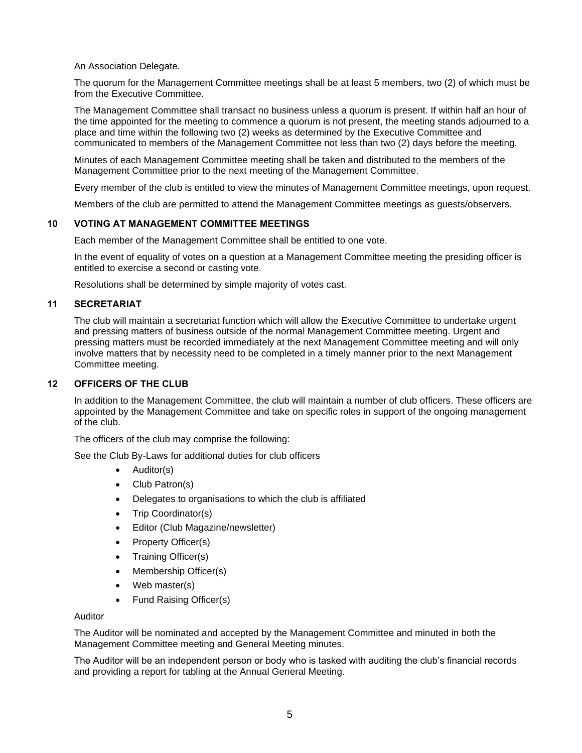An Association Delegate.

The quorum for the Management Committee meetings shall be at least 5 members, two (2) of which must be from the Executive Committee.

The Management Committee shall transact no business unless a quorum is present. If within half an hour of the time appointed for the meeting to commence a quorum is not present, the meeting stands adjourned to a place and time within the following two (2) weeks as determined by the Executive Committee and communicated to members of the Management Committee not less than two (2) days before the meeting.

Minutes of each Management Committee meeting shall be taken and distributed to the members of the Management Committee prior to the next meeting of the Management Committee.

Every member of the club is entitled to view the minutes of Management Committee meetings, upon request.

Members of the club are permitted to attend the Management Committee meetings as guests/observers.

## 10 VOTING AT MANAGEMENT COMMITTEE MEETINGS

Each member of the Management Committee shall be entitled to one vote.

In the event of equality of votes on a question at a Management Committee meeting the presiding officer is entitled to exercise a second or casting vote.

Resolutions shall be determined by simple majority of votes cast.

## 11 SECRETARIAT

The club will maintain a secretariat function which will allow the Executive Committee to undertake urgent and pressing matters of business outside of the normal Management Committee meeting. Urgent and pressing matters must be recorded immediately at the next Management Committee meeting and will only involve matters that by necessity need to be completed in a timely manner prior to the next Management Committee meeting.

## 12 OFFICERS OF THE CLUB

In addition to the Management Committee, the club will maintain a number of club officers. These officers are appointed by the Management Committee and take on specific roles in support of the ongoing management of the club.

The officers of the club may comprise the following:

See the Club By-Laws for additional duties for club officers

- Auditor(s)
- Club Patron(s)
- Delegates to organisations to which the club is affiliated
- Trip Coordinator(s)
- Editor (Club Magazine/newsletter)
- Property Officer(s)
- Training Officer(s)
- Membership Officer(s)
- Web master(s)
- Fund Raising Officer(s)

Auditor

The Auditor will be nominated and accepted by the Management Committee and minuted in both the Management Committee meeting and General Meeting minutes.

The Auditor will be an independent person or body who is tasked with auditing the club's financial records and providing a report for tabling at the Annual General Meeting.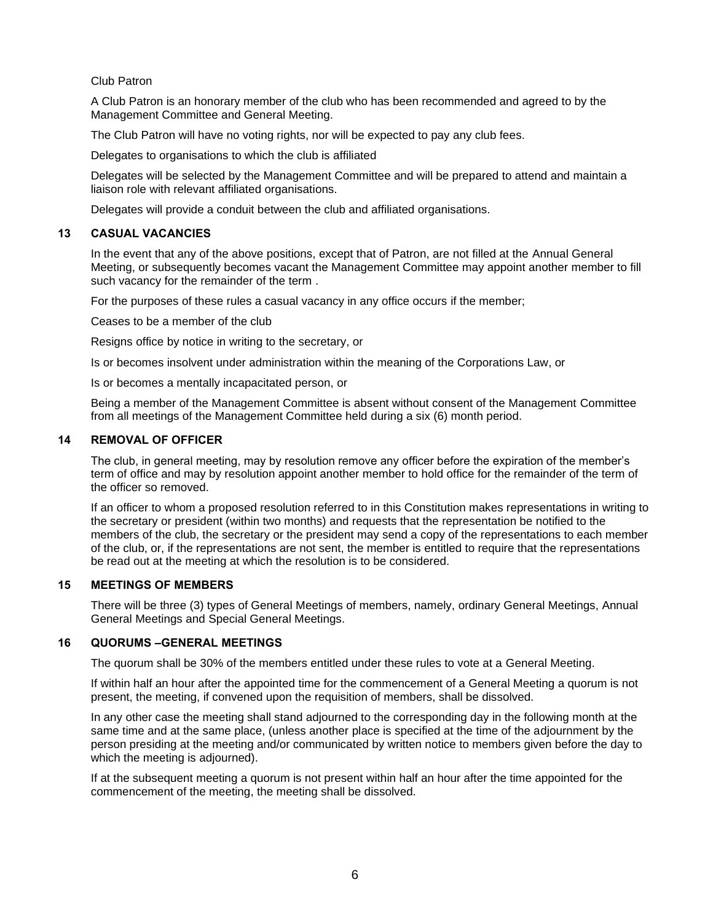Club Patron

A Club Patron is an honorary member of the club who has been recommended and agreed to by the Management Committee and General Meeting.

The Club Patron will have no voting rights, nor will be expected to pay any club fees.

Delegates to organisations to which the club is affiliated

Delegates will be selected by the Management Committee and will be prepared to attend and maintain a liaison role with relevant affiliated organisations.

Delegates will provide a conduit between the club and affiliated organisations.

## 13 CASUAL VACANCIES

In the event that any of the above positions, except that of Patron, are not filled at the Annual General Meeting, or subsequently becomes vacant the Management Committee may appoint another member to fill such vacancy for the remainder of the term .

For the purposes of these rules a casual vacancy in any office occurs if the member;

Ceases to be a member of the club

Resigns office by notice in writing to the secretary, or

Is or becomes insolvent under administration within the meaning of the Corporations Law, or

Is or becomes a mentally incapacitated person, or

Being a member of the Management Committee is absent without consent of the Management Committee from all meetings of the Management Committee held during a six (6) month period.

## 14 REMOVAL OF OFFICER

The club, in general meeting, may by resolution remove any officer before the expiration of the member's term of office and may by resolution appoint another member to hold office for the remainder of the term of the officer so removed.

If an officer to whom a proposed resolution referred to in this Constitution makes representations in writing to the secretary or president (within two months) and requests that the representation be notified to the members of the club, the secretary or the president may send a copy of the representations to each member of the club, or, if the representations are not sent, the member is entitled to require that the representations be read out at the meeting at which the resolution is to be considered.

## 15 MEETINGS OF MEMBERS

There will be three (3) types of General Meetings of members, namely, ordinary General Meetings, Annual General Meetings and Special General Meetings.

## 16 QUORUMS –GENERAL MEETINGS

The quorum shall be 30% of the members entitled under these rules to vote at a General Meeting.

If within half an hour after the appointed time for the commencement of a General Meeting a quorum is not present, the meeting, if convened upon the requisition of members, shall be dissolved.

In any other case the meeting shall stand adjourned to the corresponding day in the following month at the same time and at the same place, (unless another place is specified at the time of the adjournment by the person presiding at the meeting and/or communicated by written notice to members given before the day to which the meeting is adjourned).

If at the subsequent meeting a quorum is not present within half an hour after the time appointed for the commencement of the meeting, the meeting shall be dissolved.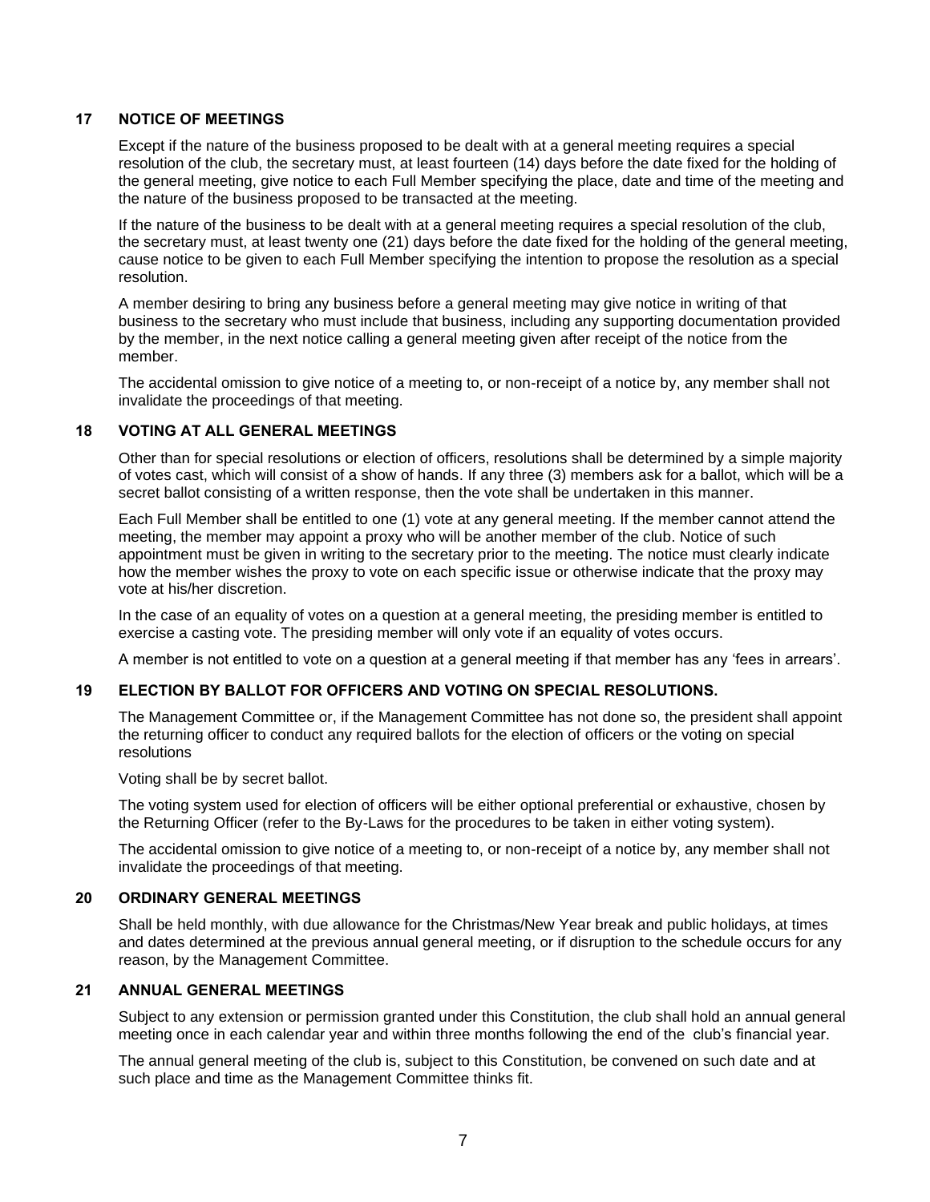## 17 NOTICE OF MEETINGS

Except if the nature of the business proposed to be dealt with at a general meeting requires a special resolution of the club, the secretary must, at least fourteen (14) days before the date fixed for the holding of the general meeting, give notice to each Full Member specifying the place, date and time of the meeting and the nature of the business proposed to be transacted at the meeting.

If the nature of the business to be dealt with at a general meeting requires a special resolution of the club, the secretary must, at least twenty one (21) days before the date fixed for the holding of the general meeting, cause notice to be given to each Full Member specifying the intention to propose the resolution as a special resolution.

A member desiring to bring any business before a general meeting may give notice in writing of that business to the secretary who must include that business, including any supporting documentation provided by the member, in the next notice calling a general meeting given after receipt of the notice from the member.

The accidental omission to give notice of a meeting to, or non-receipt of a notice by, any member shall not invalidate the proceedings of that meeting.

## 18 VOTING AT ALL GENERAL MEETINGS

Other than for special resolutions or election of officers, resolutions shall be determined by a simple majority of votes cast, which will consist of a show of hands. If any three (3) members ask for a ballot, which will be a secret ballot consisting of a written response, then the vote shall be undertaken in this manner.

Each Full Member shall be entitled to one (1) vote at any general meeting. If the member cannot attend the meeting, the member may appoint a proxy who will be another member of the club. Notice of such appointment must be given in writing to the secretary prior to the meeting. The notice must clearly indicate how the member wishes the proxy to vote on each specific issue or otherwise indicate that the proxy may vote at his/her discretion.

In the case of an equality of votes on a question at a general meeting, the presiding member is entitled to exercise a casting vote. The presiding member will only vote if an equality of votes occurs.

A member is not entitled to vote on a question at a general meeting if that member has any 'fees in arrears'.

## 19 ELECTION BY BALLOT FOR OFFICERS AND VOTING ON SPECIAL RESOLUTIONS.

The Management Committee or, if the Management Committee has not done so, the president shall appoint the returning officer to conduct any required ballots for the election of officers or the voting on special resolutions

Voting shall be by secret ballot.

The voting system used for election of officers will be either optional preferential or exhaustive, chosen by the Returning Officer (refer to the By-Laws for the procedures to be taken in either voting system).

The accidental omission to give notice of a meeting to, or non-receipt of a notice by, any member shall not invalidate the proceedings of that meeting.

## 20 ORDINARY GENERAL MEETINGS

Shall be held monthly, with due allowance for the Christmas/New Year break and public holidays, at times and dates determined at the previous annual general meeting, or if disruption to the schedule occurs for any reason, by the Management Committee.

## 21 ANNUAL GENERAL MEETINGS

Subject to any extension or permission granted under this Constitution, the club shall hold an annual general meeting once in each calendar year and within three months following the end of the club's financial year.

The annual general meeting of the club is, subject to this Constitution, be convened on such date and at such place and time as the Management Committee thinks fit.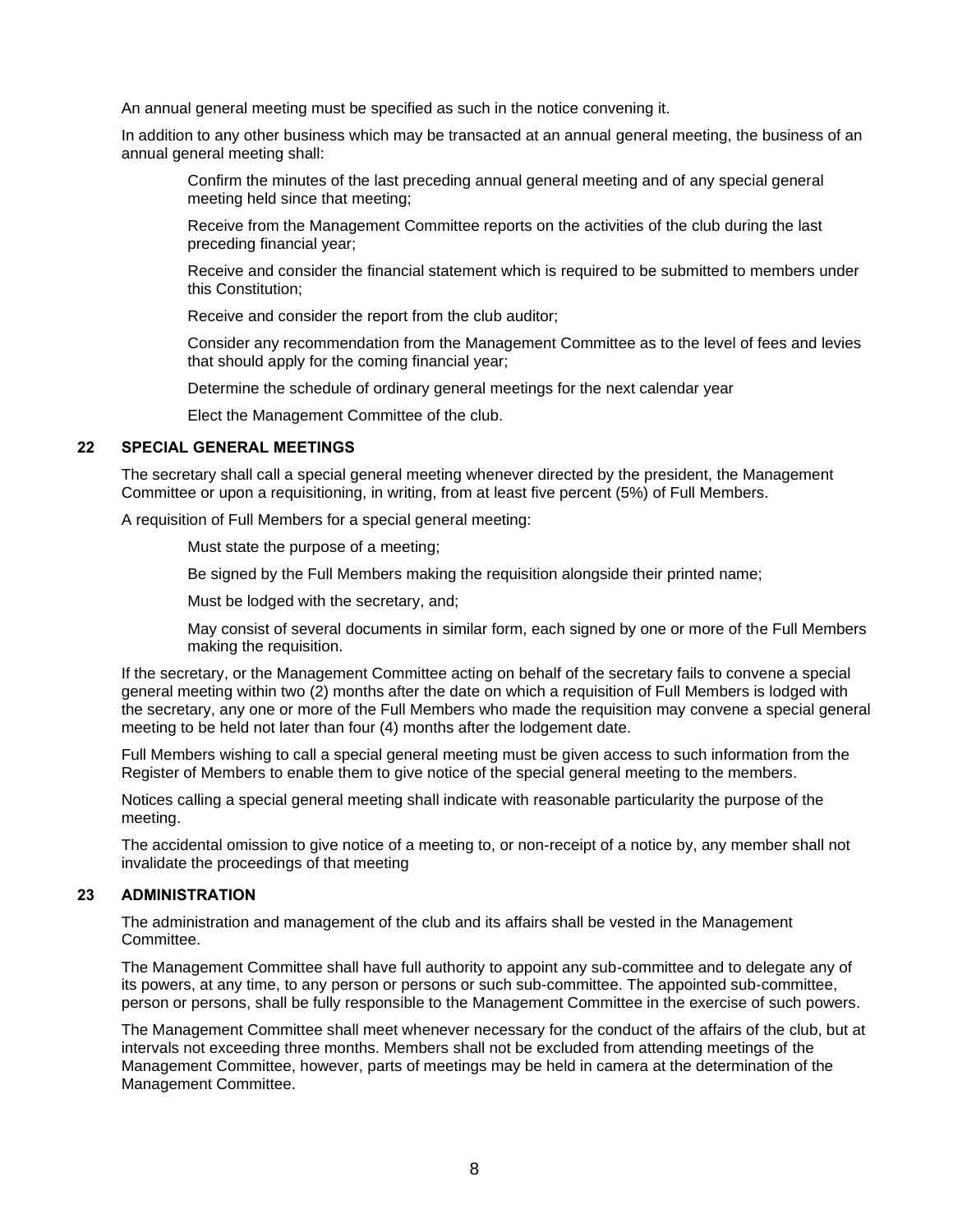An annual general meeting must be specified as such in the notice convening it.

In addition to any other business which may be transacted at an annual general meeting, the business of an annual general meeting shall:

- Confirm the minutes of the last preceding annual general meeting and of any special general meeting held since that meeting;
- Receive from the Management Committee reports on the activities of the club during the last preceding financial year;
- Receive and consider the financial statement which is required to be submitted to members under this Constitution;
- Receive and consider the report from the club auditor;
- Consider any recommendation from the Management Committee as to the level of fees and levies that should apply for the coming financial year;
- Determine the schedule of ordinary general meetings for the next calendar year
- Elect the Management Committee of the club.

## 22 SPECIAL GENERAL MEETINGS

The secretary shall call a special general meeting whenever directed by the president, the Management Committee or upon a requisitioning, in writing, from at least five percent (5%) of Full Members.

A requisition of Full Members for a special general meeting:

- Must state the purpose of a meeting;
- Be signed by the Full Members making the requisition alongside their printed name;
- Must be lodged with the secretary, and;
- May consist of several documents in similar form, each signed by one or more of the Full Members making the requisition.

If the secretary, or the Management Committee acting on behalf of the secretary fails to convene a special general meeting within two (2) months after the date on which a requisition of Full Members is lodged with the secretary, any one or more of the Full Members who made the requisition may convene a special general meeting to be held not later than four (4) months after the lodgement date.

Full Members wishing to call a special general meeting must be given access to such information from the Register of Members to enable them to give notice of the special general meeting to the members.

Notices calling a special general meeting shall indicate with reasonable particularity the purpose of the meeting.

The accidental omission to give notice of a meeting to, or non-receipt of a notice by, any member shall not invalidate the proceedings of that meeting

## 23 ADMINISTRATION

The administration and management of the club and its affairs shall be vested in the Management Committee.

The Management Committee shall have full authority to appoint any sub-committee and to delegate any of its powers, at any time, to any person or persons or such sub-committee. The appointed sub-committee, person or persons, shall be fully responsible to the Management Committee in the exercise of such powers.

The Management Committee shall meet whenever necessary for the conduct of the affairs of the club, but at intervals not exceeding three months. Members shall not be excluded from attending meetings of the Management Committee, however, parts of meetings may be held in camera at the determination of the Management Committee.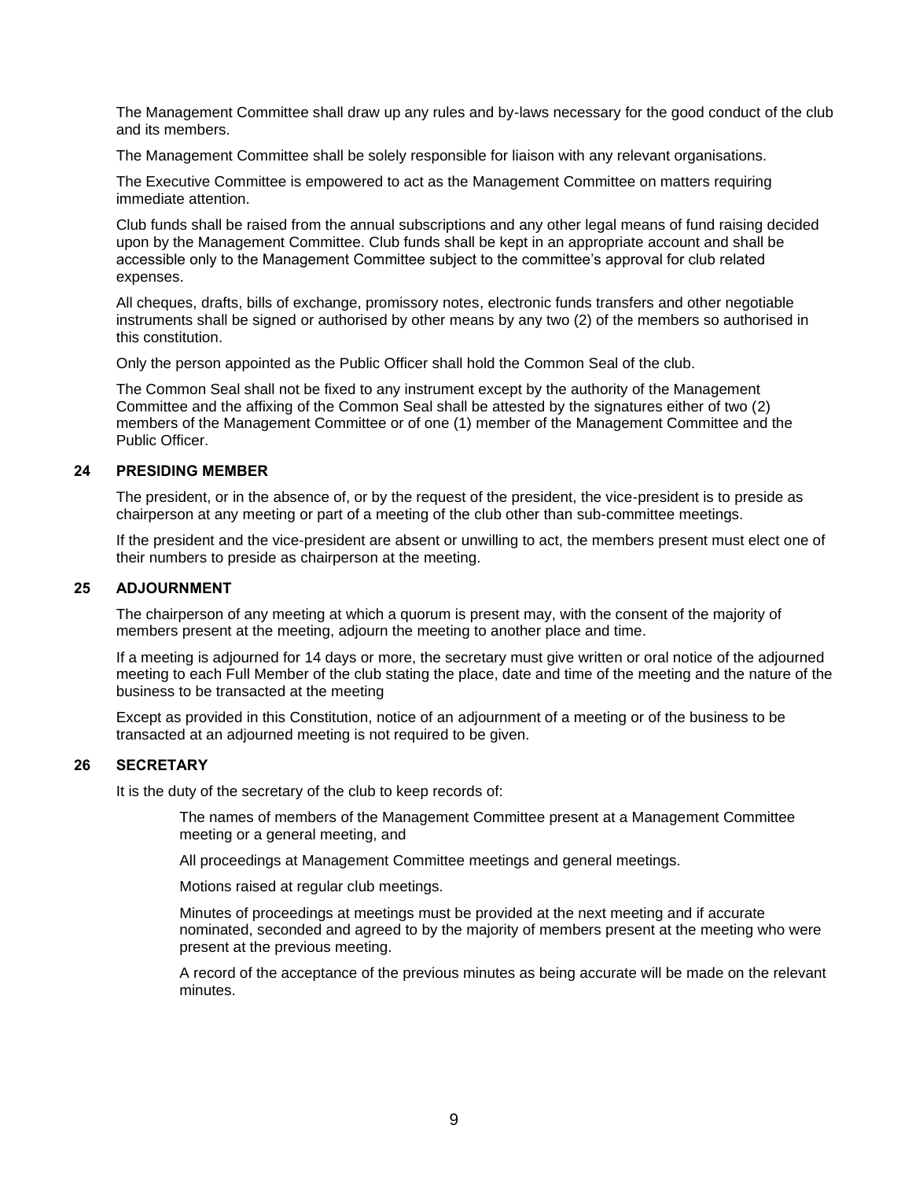The Management Committee shall draw up any rules and by-laws necessary for the good conduct of the club and its members.

The Management Committee shall be solely responsible for liaison with any relevant organisations.

The Executive Committee is empowered to act as the Management Committee on matters requiring immediate attention.

Club funds shall be raised from the annual subscriptions and any other legal means of fund raising decided upon by the Management Committee. Club funds shall be kept in an appropriate account and shall be accessible only to the Management Committee subject to the committee's approval for club related expenses.

All cheques, drafts, bills of exchange, promissory notes, electronic funds transfers and other negotiable instruments shall be signed or authorised by other means by any two (2) of the members so authorised in this constitution.

Only the person appointed as the Public Officer shall hold the Common Seal of the club.

The Common Seal shall not be fixed to any instrument except by the authority of the Management Committee and the affixing of the Common Seal shall be attested by the signatures either of two (2) members of the Management Committee or of one (1) member of the Management Committee and the Public Officer.

## 24 PRESIDING MEMBER

The president, or in the absence of, or by the request of the president, the vice-president is to preside as chairperson at any meeting or part of a meeting of the club other than sub-committee meetings.

If the president and the vice-president are absent or unwilling to act, the members present must elect one of their numbers to preside as chairperson at the meeting.

## 25 ADJOURNMENT

The chairperson of any meeting at which a quorum is present may, with the consent of the majority of members present at the meeting, adjourn the meeting to another place and time.

If a meeting is adjourned for 14 days or more, the secretary must give written or oral notice of the adjourned meeting to each Full Member of the club stating the place, date and time of the meeting and the nature of the business to be transacted at the meeting

Except as provided in this Constitution, notice of an adjournment of a meeting or of the business to be transacted at an adjourned meeting is not required to be given.

## 26 SECRETARY

It is the duty of the secretary of the club to keep records of:

The names of members of the Management Committee present at a Management Committee meeting or a general meeting, and

All proceedings at Management Committee meetings and general meetings.

Motions raised at regular club meetings.

Minutes of proceedings at meetings must be provided at the next meeting and if accurate nominated, seconded and agreed to by the majority of members present at the meeting who were present at the previous meeting.

A record of the acceptance of the previous minutes as being accurate will be made on the relevant minutes.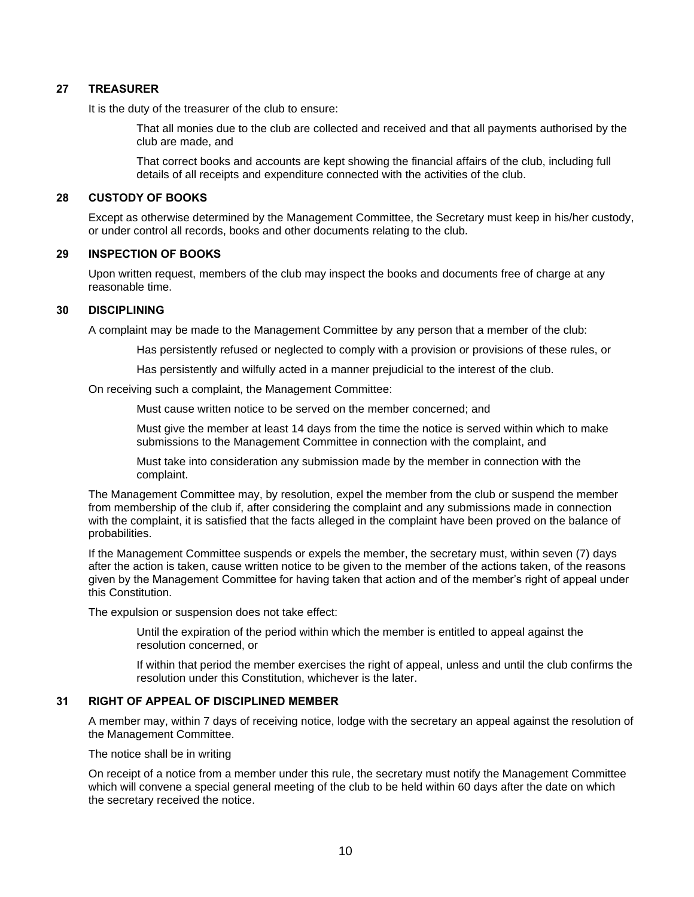## 27 TREASURER

It is the duty of the treasurer of the club to ensure:

> That all monies due to the club are collected and received and that all payments authorised by the club are made, and
>
> That correct books and accounts are kept showing the financial affairs of the club, including full details of all receipts and expenditure connected with the activities of the club.

## 28 CUSTODY OF BOOKS

Except as otherwise determined by the Management Committee, the Secretary must keep in his/her custody, or under control all records, books and other documents relating to the club.

## 29 INSPECTION OF BOOKS

Upon written request, members of the club may inspect the books and documents free of charge at any reasonable time.

## 30 DISCIPLINING

A complaint may be made to the Management Committee by any person that a member of the club:

> Has persistently refused or neglected to comply with a provision or provisions of these rules, or
>
> Has persistently and wilfully acted in a manner prejudicial to the interest of the club.

On receiving such a complaint, the Management Committee:

> Must cause written notice to be served on the member concerned; and
>
> Must give the member at least 14 days from the time the notice is served within which to make submissions to the Management Committee in connection with the complaint, and
>
> Must take into consideration any submission made by the member in connection with the complaint.

The Management Committee may, by resolution, expel the member from the club or suspend the member from membership of the club if, after considering the complaint and any submissions made in connection with the complaint, it is satisfied that the facts alleged in the complaint have been proved on the balance of probabilities.

If the Management Committee suspends or expels the member, the secretary must, within seven (7) days after the action is taken, cause written notice to be given to the member of the actions taken, of the reasons given by the Management Committee for having taken that action and of the member's right of appeal under this Constitution.

The expulsion or suspension does not take effect:

> Until the expiration of the period within which the member is entitled to appeal against the resolution concerned, or
>
> If within that period the member exercises the right of appeal, unless and until the club confirms the resolution under this Constitution, whichever is the later.

## 31 RIGHT OF APPEAL OF DISCIPLINED MEMBER

A member may, within 7 days of receiving notice, lodge with the secretary an appeal against the resolution of the Management Committee.

The notice shall be in writing

On receipt of a notice from a member under this rule, the secretary must notify the Management Committee which will convene a special general meeting of the club to be held within 60 days after the date on which the secretary received the notice.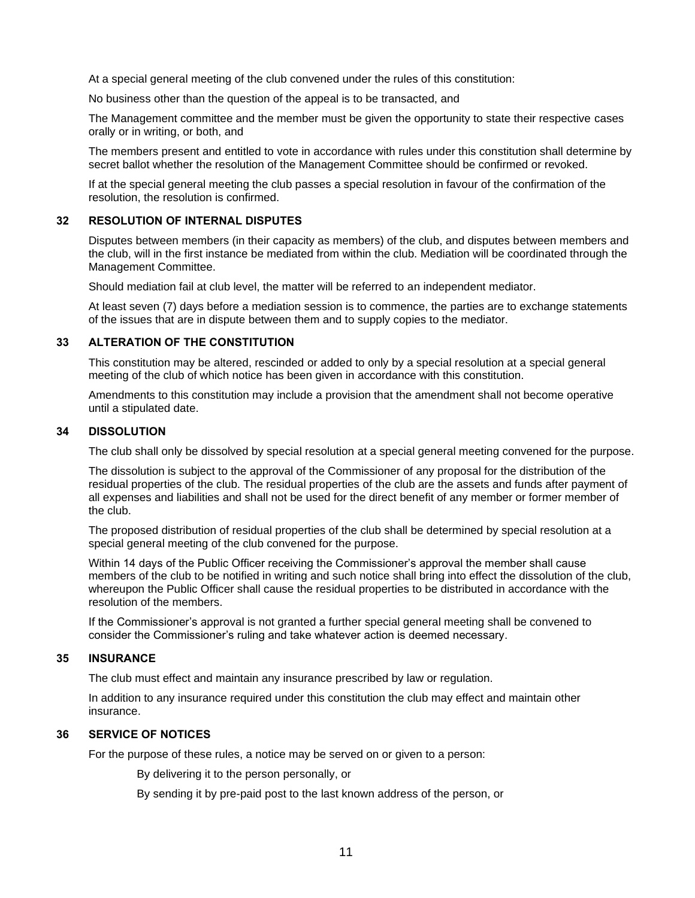At a special general meeting of the club convened under the rules of this constitution:

No business other than the question of the appeal is to be transacted, and

The Management committee and the member must be given the opportunity to state their respective cases orally or in writing, or both, and

The members present and entitled to vote in accordance with rules under this constitution shall determine by secret ballot whether the resolution of the Management Committee should be confirmed or revoked.

If at the special general meeting the club passes a special resolution in favour of the confirmation of the resolution, the resolution is confirmed.

## 32 RESOLUTION OF INTERNAL DISPUTES

Disputes between members (in their capacity as members) of the club, and disputes between members and the club, will in the first instance be mediated from within the club. Mediation will be coordinated through the Management Committee.

Should mediation fail at club level, the matter will be referred to an independent mediator.

At least seven (7) days before a mediation session is to commence, the parties are to exchange statements of the issues that are in dispute between them and to supply copies to the mediator.

## 33 ALTERATION OF THE CONSTITUTION

This constitution may be altered, rescinded or added to only by a special resolution at a special general meeting of the club of which notice has been given in accordance with this constitution.

Amendments to this constitution may include a provision that the amendment shall not become operative until a stipulated date.

## 34 DISSOLUTION

The club shall only be dissolved by special resolution at a special general meeting convened for the purpose.

The dissolution is subject to the approval of the Commissioner of any proposal for the distribution of the residual properties of the club. The residual properties of the club are the assets and funds after payment of all expenses and liabilities and shall not be used for the direct benefit of any member or former member of the club.

The proposed distribution of residual properties of the club shall be determined by special resolution at a special general meeting of the club convened for the purpose.

Within 14 days of the Public Officer receiving the Commissioner's approval the member shall cause members of the club to be notified in writing and such notice shall bring into effect the dissolution of the club, whereupon the Public Officer shall cause the residual properties to be distributed in accordance with the resolution of the members.

If the Commissioner's approval is not granted a further special general meeting shall be convened to consider the Commissioner's ruling and take whatever action is deemed necessary.

## 35 INSURANCE

The club must effect and maintain any insurance prescribed by law or regulation.

In addition to any insurance required under this constitution the club may effect and maintain other insurance.

## 36 SERVICE OF NOTICES

For the purpose of these rules, a notice may be served on or given to a person:

By delivering it to the person personally, or

By sending it by pre-paid post to the last known address of the person, or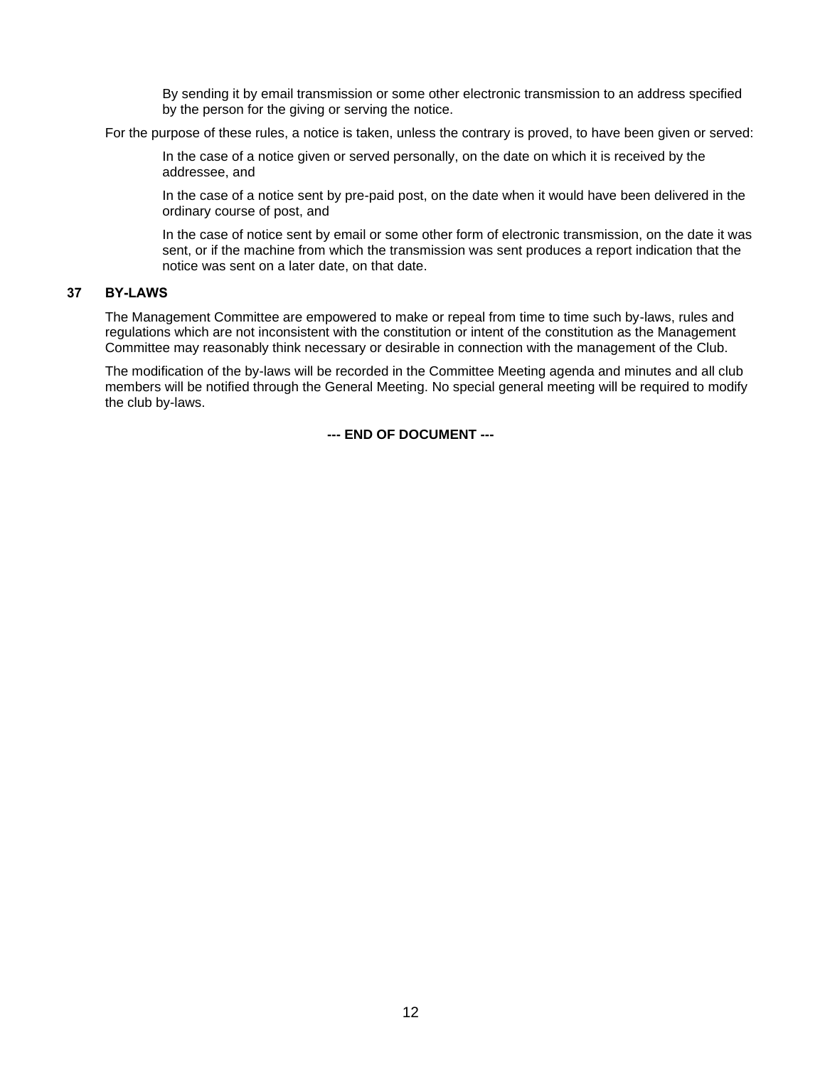By sending it by email transmission or some other electronic transmission to an address specified by the person for the giving or serving the notice.

For the purpose of these rules, a notice is taken, unless the contrary is proved, to have been given or served:

In the case of a notice given or served personally, on the date on which it is received by the addressee, and

In the case of a notice sent by pre-paid post, on the date when it would have been delivered in the ordinary course of post, and

In the case of notice sent by email or some other form of electronic transmission, on the date it was sent, or if the machine from which the transmission was sent produces a report indication that the notice was sent on a later date, on that date.

## 37 BY-LAWS

The Management Committee are empowered to make or repeal from time to time such by-laws, rules and regulations which are not inconsistent with the constitution or intent of the constitution as the Management Committee may reasonably think necessary or desirable in connection with the management of the Club.

The modification of the by-laws will be recorded in the Committee Meeting agenda and minutes and all club members will be notified through the General Meeting. No special general meeting will be required to modify the club by-laws.

**--- END OF DOCUMENT ---**